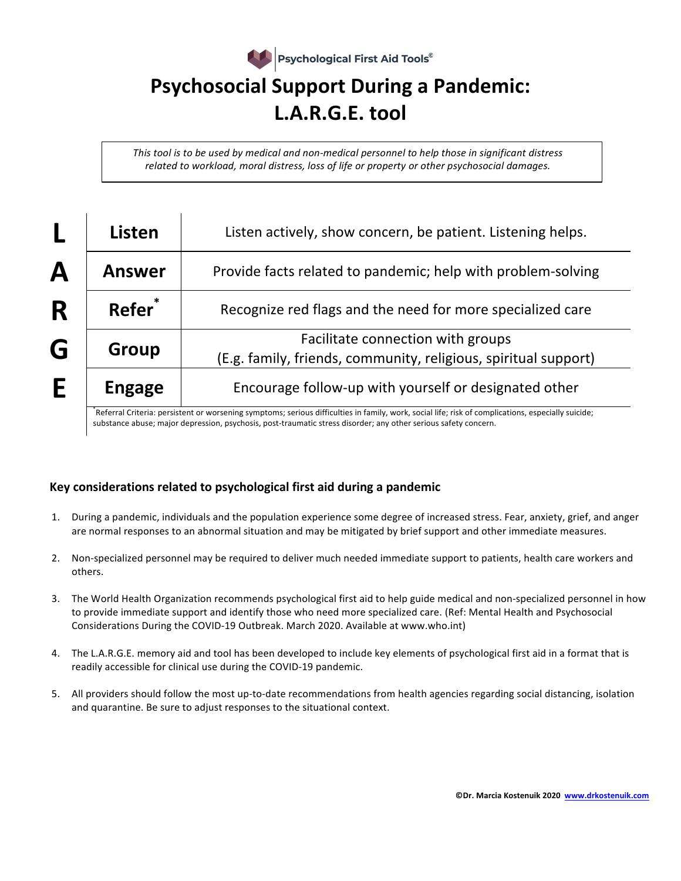Psychological First Aid Tools©

# Psychosocial Support During a Pandemic: L.A.R.G.E. tool

*This tool is to be used by medical and non-medical personnel to help those in significant distress related to workload, moral distress, loss of life or property or other psychosocial damages.*

| | | |
|---|---|---|
| **L** | **Listen** | Listen actively, show concern, be patient. Listening helps. |
| **A** | **Answer** | Provide facts related to pandemic; help with problem-solving |
| **R** | **Refer*** | Recognize red flags and the need for more specialized care |
| **G** | **Group** | Facilitate connection with groups (E.g. family, friends, community, religious, spiritual support) |
| **E** | **Engage** | Encourage follow-up with yourself or designated other |

*Referral Criteria: persistent or worsening symptoms; serious difficulties in family, work, social life; risk of complications, especially suicide; substance abuse; major depression, psychosis, post-traumatic stress disorder; any other serious safety concern.

### Key considerations related to psychological first aid during a pandemic

1. During a pandemic, individuals and the population experience some degree of increased stress. Fear, anxiety, grief, and anger are normal responses to an abnormal situation and may be mitigated by brief support and other immediate measures.
2. Non-specialized personnel may be required to deliver much needed immediate support to patients, health care workers and others.
3. The World Health Organization recommends psychological first aid to help guide medical and non-specialized personnel in how to provide immediate support and identify those who need more specialized care. (Ref: Mental Health and Psychosocial Considerations During the COVID-19 Outbreak. March 2020. Available at www.who.int)
4. The L.A.R.G.E. memory aid and tool has been developed to include key elements of psychological first aid in a format that is readily accessible for clinical use during the COVID-19 pandemic.
5. All providers should follow the most up-to-date recommendations from health agencies regarding social distancing, isolation and quarantine. Be sure to adjust responses to the situational context.

**©Dr. Marcia Kostenuik 2020 www.drkostenuik.com**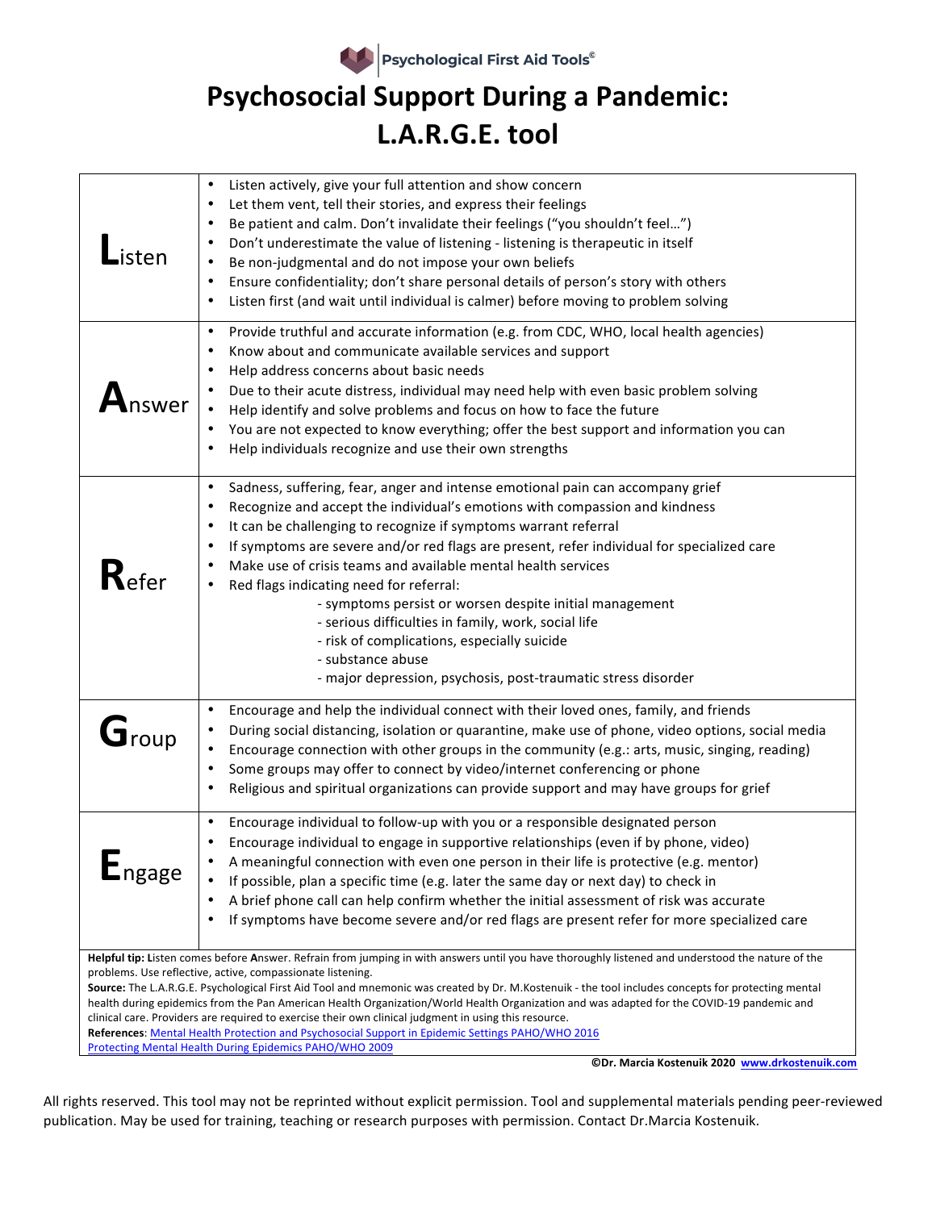Psychological First Aid Tools©

# Psychosocial Support During a Pandemic: L.A.R.G.E. tool

| | |
|---|---|
| **L**isten | • Listen actively, give your full attention and show concern<br>• Let them vent, tell their stories, and express their feelings<br>• Be patient and calm. Don't invalidate their feelings ("you shouldn't feel…")<br>• Don't underestimate the value of listening - listening is therapeutic in itself<br>• Be non-judgmental and do not impose your own beliefs<br>• Ensure confidentiality; don't share personal details of person's story with others<br>• Listen first (and wait until individual is calmer) before moving to problem solving |
| **A**nswer | • Provide truthful and accurate information (e.g. from CDC, WHO, local health agencies)<br>• Know about and communicate available services and support<br>• Help address concerns about basic needs<br>• Due to their acute distress, individual may need help with even basic problem solving<br>• Help identify and solve problems and focus on how to face the future<br>• You are not expected to know everything; offer the best support and information you can<br>• Help individuals recognize and use their own strengths |
| **R**efer | • Sadness, suffering, fear, anger and intense emotional pain can accompany grief<br>• Recognize and accept the individual's emotions with compassion and kindness<br>• It can be challenging to recognize if symptoms warrant referral<br>• If symptoms are severe and/or red flags are present, refer individual for specialized care<br>• Make use of crisis teams and available mental health services<br>• Red flags indicating need for referral:<br>- symptoms persist or worsen despite initial management<br>- serious difficulties in family, work, social life<br>- risk of complications, especially suicide<br>- substance abuse<br>- major depression, psychosis, post-traumatic stress disorder |
| **G**roup | • Encourage and help the individual connect with their loved ones, family, and friends<br>• During social distancing, isolation or quarantine, make use of phone, video options, social media<br>• Encourage connection with other groups in the community (e.g.: arts, music, singing, reading)<br>• Some groups may offer to connect by video/internet conferencing or phone<br>• Religious and spiritual organizations can provide support and may have groups for grief |
| **E**ngage | • Encourage individual to follow-up with you or a responsible designated person<br>• Encourage individual to engage in supportive relationships (even if by phone, video)<br>• A meaningful connection with even one person in their life is protective (e.g. mentor)<br>• If possible, plan a specific time (e.g. later the same day or next day) to check in<br>• A brief phone call can help confirm whether the initial assessment of risk was accurate<br>• If symptoms have become severe and/or red flags are present refer for more specialized care |

**Helpful tip: L**isten comes before **A**nswer. Refrain from jumping in with answers until you have thoroughly listened and understood the nature of the problems. Use reflective, active, compassionate listening.

**Source:** The L.A.R.G.E. Psychological First Aid Tool and mnemonic was created by Dr. M.Kostenuik - the tool includes concepts for protecting mental health during epidemics from the Pan American Health Organization/World Health Organization and was adapted for the COVID-19 pandemic and clinical care. Providers are required to exercise their own clinical judgment in using this resource.

**References**: Mental Health Protection and Psychosocial Support in Epidemic Settings PAHO/WHO 2016
Protecting Mental Health During Epidemics PAHO/WHO 2009

**©Dr. Marcia Kostenuik 2020 www.drkostenuik.com**

All rights reserved. This tool may not be reprinted without explicit permission. Tool and supplemental materials pending peer-reviewed publication. May be used for training, teaching or research purposes with permission. Contact Dr.Marcia Kostenuik.